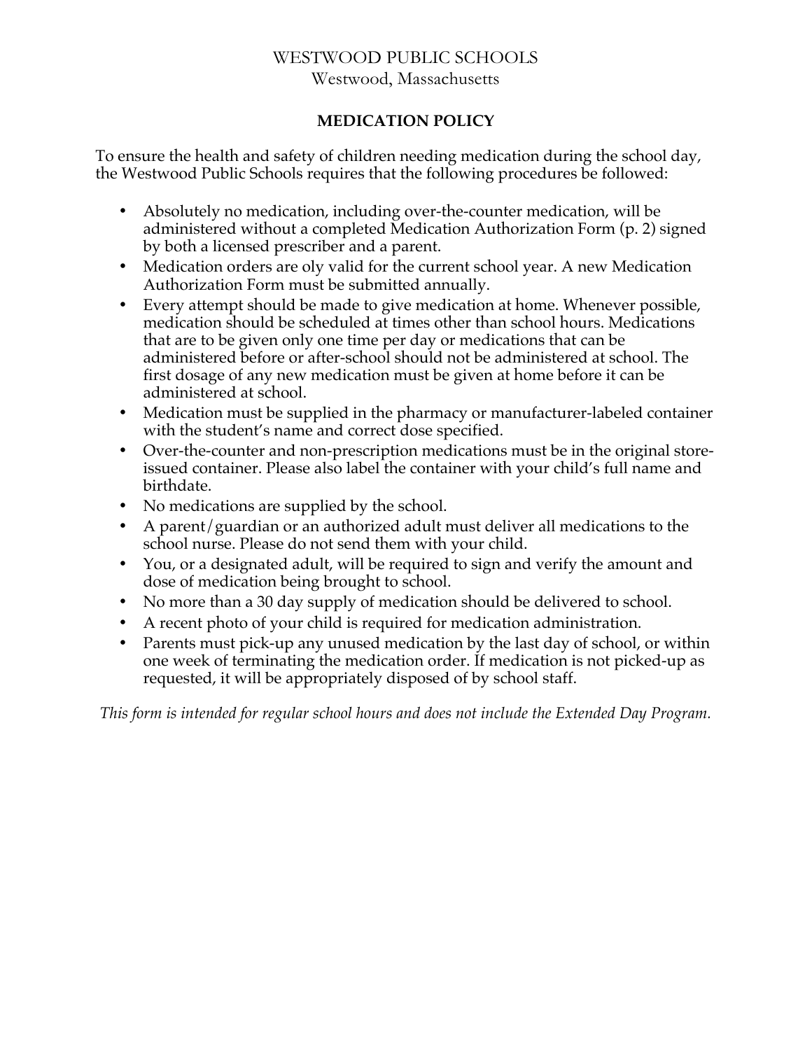# WESTWOOD PUBLIC SCHOOLS

Westwood, Massachusetts

## MEDICATION POLICY

To ensure the health and safety of children needing medication during the school day, the Westwood Public Schools requires that the following procedures be followed:

- Absolutely no medication, including over-the-counter medication, will be administered without a completed Medication Authorization Form (p. 2) signed by both a licensed prescriber and a parent.
- Medication orders are oly valid for the current school year. A new Medication Authorization Form must be submitted annually.
- Every attempt should be made to give medication at home. Whenever possible, medication should be scheduled at times other than school hours. Medications that are to be given only one time per day or medications that can be administered before or after-school should not be administered at school. The first dosage of any new medication must be given at home before it can be administered at school.
- Medication must be supplied in the pharmacy or manufacturer-labeled container with the student's name and correct dose specified.
- Over-the-counter and non-prescription medications must be in the original store-issued container. Please also label the container with your child's full name and birthdate.
- No medications are supplied by the school.
- A parent/guardian or an authorized adult must deliver all medications to the school nurse. Please do not send them with your child.
- You, or a designated adult, will be required to sign and verify the amount and dose of medication being brought to school.
- No more than a 30 day supply of medication should be delivered to school.
- A recent photo of your child is required for medication administration.
- Parents must pick-up any unused medication by the last day of school, or within one week of terminating the medication order. If medication is not picked-up as requested, it will be appropriately disposed of by school staff.

*This form is intended for regular school hours and does not include the Extended Day Program.*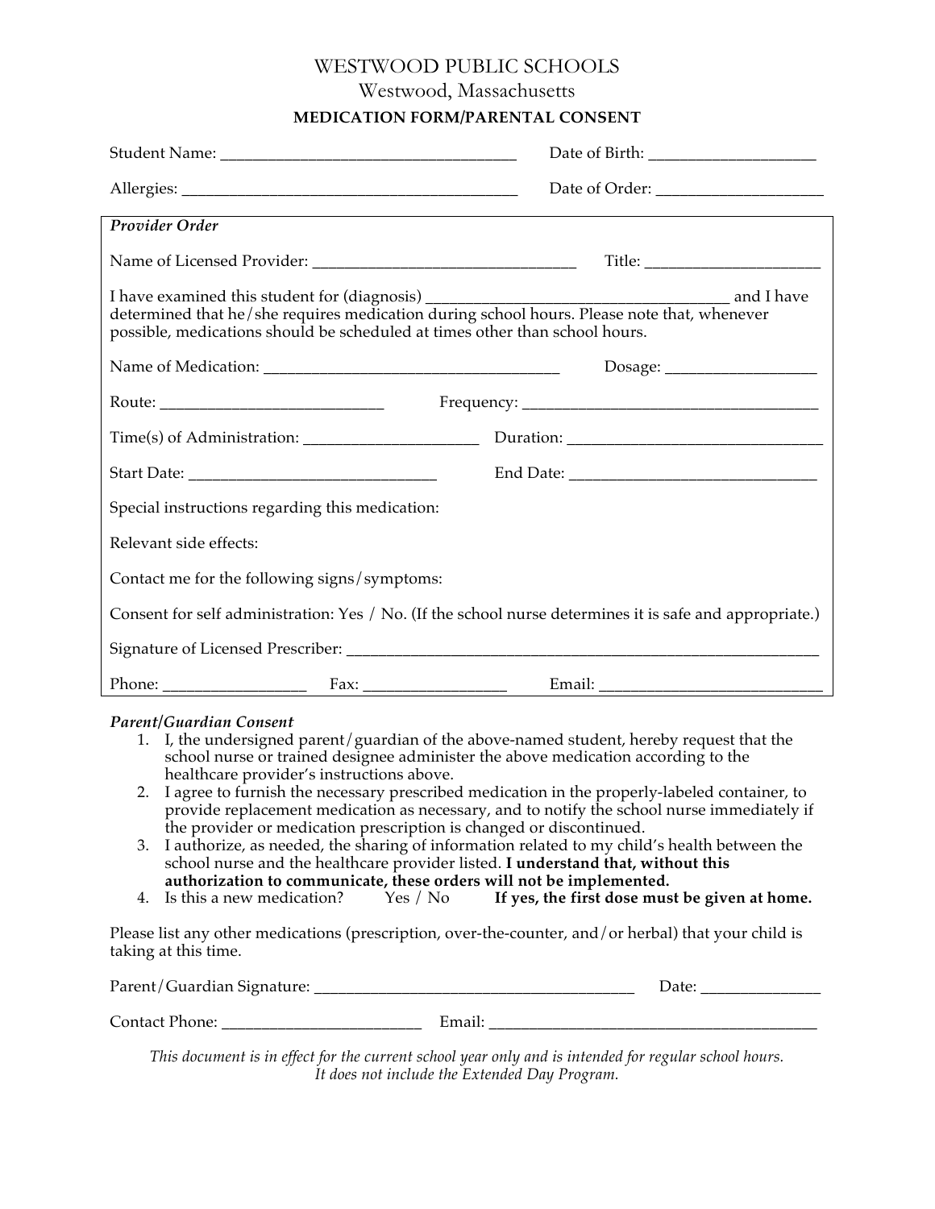# WESTWOOD PUBLIC SCHOOLS

Westwood, Massachusetts

**MEDICATION FORM/PARENTAL CONSENT**

Student Name: ____________________________________ Date of Birth: ____________________

Allergies: ________________________________________ Date of Order: ____________________

***Provider Order***

Name of Licensed Provider: _________________________________ Title: _____________________

I have examined this student for (diagnosis) _____________________________________ and I have determined that he/she requires medication during school hours. Please note that, whenever possible, medications should be scheduled at times other than school hours.

Name of Medication: ____________________________________ Dosage: __________________

Route: ____________________________ Frequency: ____________________________________

Time(s) of Administration: ______________________ Duration: ________________________________

Start Date: _______________________________ End Date: _______________________________

Special instructions regarding this medication:

Relevant side effects:

Contact me for the following signs/symptoms:

Consent for self administration: Yes / No. (If the school nurse determines it is safe and appropriate.)

Signature of Licensed Prescriber: _____________________________________________________________

Phone: __________________ Fax: __________________ Email: ____________________________

***Parent/Guardian Consent***

1. I, the undersigned parent/guardian of the above-named student, hereby request that the school nurse or trained designee administer the above medication according to the healthcare provider's instructions above.
2. I agree to furnish the necessary prescribed medication in the properly-labeled container, to provide replacement medication as necessary, and to notify the school nurse immediately if the provider or medication prescription is changed or discontinued.
3. I authorize, as needed, the sharing of information related to my child's health between the school nurse and the healthcare provider listed. **I understand that, without this authorization to communicate, these orders will not be implemented.**
4. Is this a new medication? Yes / No **If yes, the first dose must be given at home.**

Please list any other medications (prescription, over-the-counter, and/or herbal) that your child is taking at this time.

Parent/Guardian Signature: ________________________________________ Date: _______________

Contact Phone: _________________________ Email: __________________________________________

*This document is in effect for the current school year only and is intended for regular school hours. It does not include the Extended Day Program.*